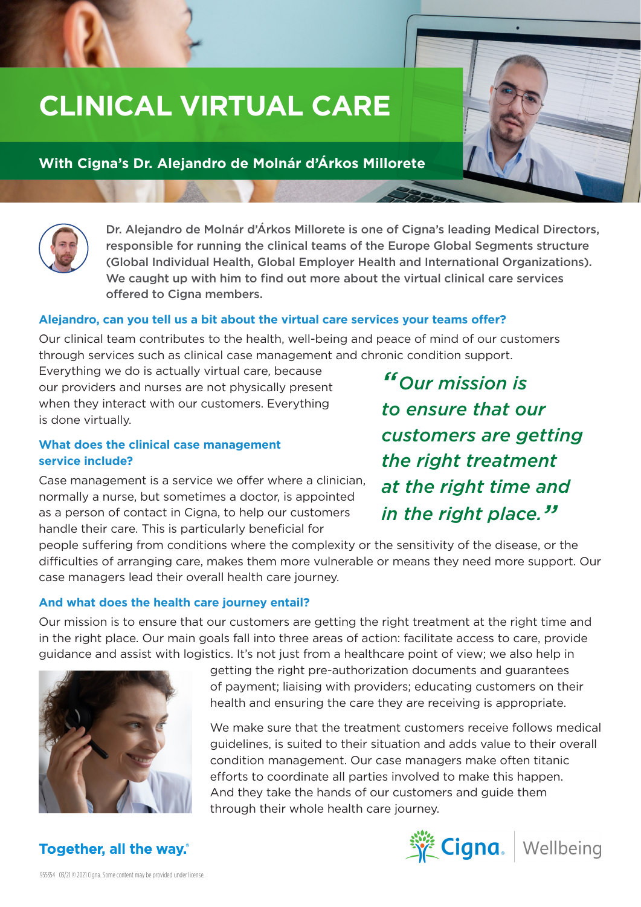# CLINICAL VIRTUAL CARE

## With Cigna's Dr. Alejandro de Molnár d'Árkos Millorete

**Dr. Alejandro de Molnár d'Árkos Millorete is one of Cigna's leading Medical Directors, responsible for running the clinical teams of the Europe Global Segments structure (Global Individual Health, Global Employer Health and International Organizations). We caught up with him to find out more about the virtual clinical care services offered to Cigna members.**

### Alejandro, can you tell us a bit about the virtual care services your teams offer?

Our clinical team contributes to the health, well-being and peace of mind of our customers through services such as clinical case management and chronic condition support. Everything we do is actually virtual care, because our providers and nurses are not physically present when they interact with our customers. Everything is done virtually.

> *"Our mission is to ensure that our customers are getting the right treatment at the right time and in the right place."*

### What does the clinical case management service include?

Case management is a service we offer where a clinician, normally a nurse, but sometimes a doctor, is appointed as a person of contact in Cigna, to help our customers handle their care. This is particularly beneficial for people suffering from conditions where the complexity or the sensitivity of the disease, or the difficulties of arranging care, makes them more vulnerable or means they need more support. Our case managers lead their overall health care journey.

### And what does the health care journey entail?

Our mission is to ensure that our customers are getting the right treatment at the right time and in the right place. Our main goals fall into three areas of action: facilitate access to care, provide guidance and assist with logistics. It's not just from a healthcare point of view; we also help in getting the right pre-authorization documents and guarantees of payment; liaising with providers; educating customers on their health and ensuring the care they are receiving is appropriate.

We make sure that the treatment customers receive follows medical guidelines, is suited to their situation and adds value to their overall condition management. Our case managers make often titanic efforts to coordinate all parties involved to make this happen. And they take the hands of our customers and guide them through their whole health care journey.

**Together, all the way.**®

Cigna. | Wellbeing

955354 03/21 © 2021 Cigna. Some content may be provided under license.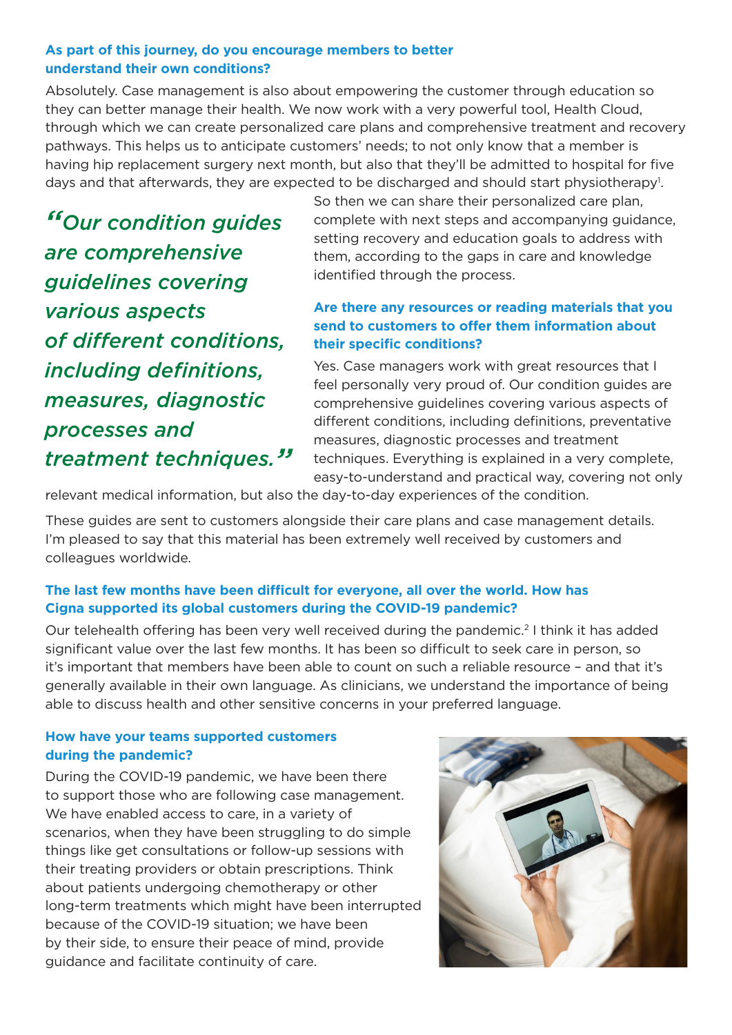### As part of this journey, do you encourage members to better understand their own conditions?

Absolutely. Case management is also about empowering the customer through education so they can better manage their health. We now work with a very powerful tool, Health Cloud, through which we can create personalized care plans and comprehensive treatment and recovery pathways. This helps us to anticipate customers' needs; to not only know that a member is having hip replacement surgery next month, but also that they'll be admitted to hospital for five days and that afterwards, they are expected to be discharged and should start physiotherapy[1]. So then we can share their personalized care plan, complete with next steps and accompanying guidance, setting recovery and education goals to address with them, according to the gaps in care and knowledge identified through the process.

> *"Our condition guides are comprehensive guidelines covering various aspects of different conditions, including definitions, measures, diagnostic processes and treatment techniques."*

### Are there any resources or reading materials that you send to customers to offer them information about their specific conditions?

Yes. Case managers work with great resources that I feel personally very proud of. Our condition guides are comprehensive guidelines covering various aspects of different conditions, including definitions, preventative measures, diagnostic processes and treatment techniques. Everything is explained in a very complete, easy-to-understand and practical way, covering not only relevant medical information, but also the day-to-day experiences of the condition.

These guides are sent to customers alongside their care plans and case management details. I'm pleased to say that this material has been extremely well received by customers and colleagues worldwide.

### The last few months have been difficult for everyone, all over the world. How has Cigna supported its global customers during the COVID-19 pandemic?

Our telehealth offering has been very well received during the pandemic.[2] I think it has added significant value over the last few months. It has been so difficult to seek care in person, so it's important that members have been able to count on such a reliable resource – and that it's generally available in their own language. As clinicians, we understand the importance of being able to discuss health and other sensitive concerns in your preferred language.

### How have your teams supported customers during the pandemic?

During the COVID-19 pandemic, we have been there to support those who are following case management. We have enabled access to care, in a variety of scenarios, when they have been struggling to do simple things like get consultations or follow-up sessions with their treating providers or obtain prescriptions. Think about patients undergoing chemotherapy or other long-term treatments which might have been interrupted because of the COVID-19 situation; we have been by their side, to ensure their peace of mind, provide guidance and facilitate continuity of care.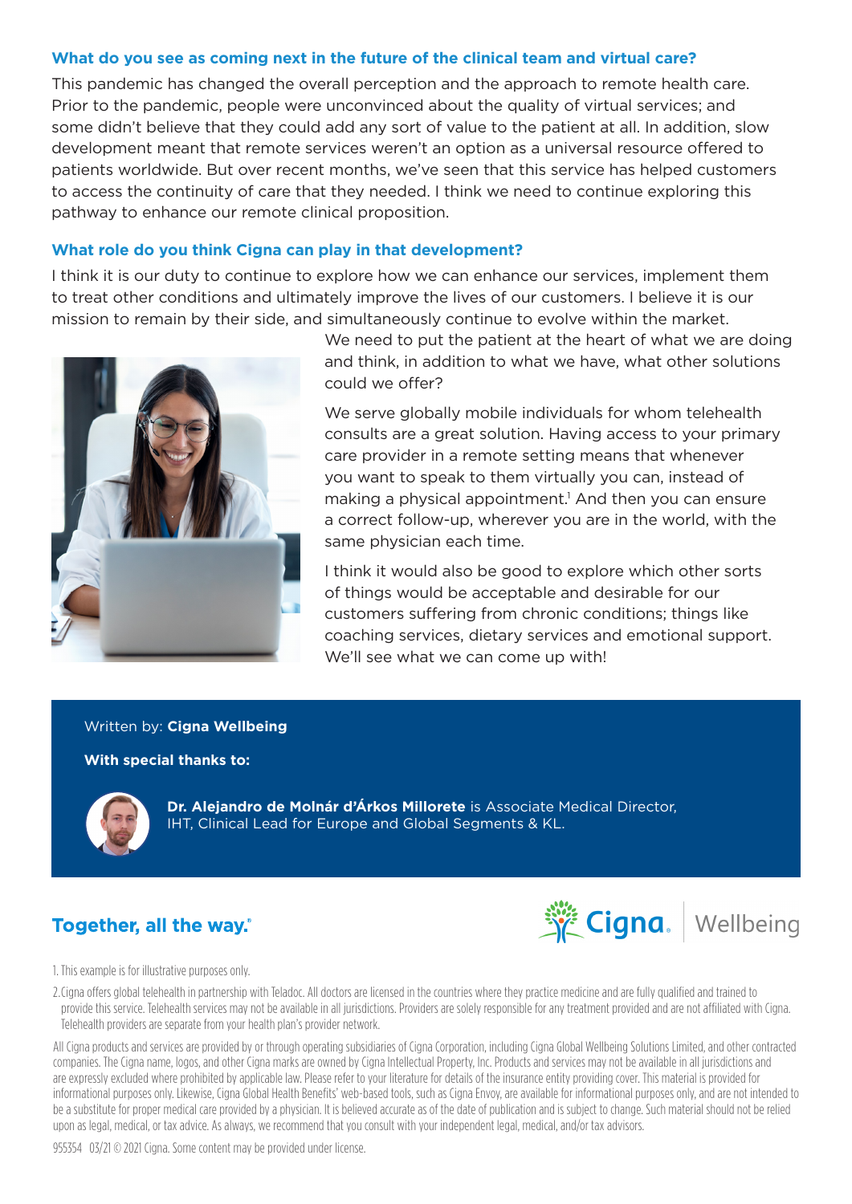### What do you see as coming next in the future of the clinical team and virtual care?

This pandemic has changed the overall perception and the approach to remote health care. Prior to the pandemic, people were unconvinced about the quality of virtual services; and some didn't believe that they could add any sort of value to the patient at all. In addition, slow development meant that remote services weren't an option as a universal resource offered to patients worldwide. But over recent months, we've seen that this service has helped customers to access the continuity of care that they needed. I think we need to continue exploring this pathway to enhance our remote clinical proposition.

### What role do you think Cigna can play in that development?

I think it is our duty to continue to explore how we can enhance our services, implement them to treat other conditions and ultimately improve the lives of our customers. I believe it is our mission to remain by their side, and simultaneously continue to evolve within the market. We need to put the patient at the heart of what we are doing and think, in addition to what we have, what other solutions could we offer?

We serve globally mobile individuals for whom telehealth consults are a great solution. Having access to your primary care provider in a remote setting means that whenever you want to speak to them virtually you can, instead of making a physical appointment.[1] And then you can ensure a correct follow-up, wherever you are in the world, with the same physician each time.

I think it would also be good to explore which other sorts of things would be acceptable and desirable for our customers suffering from chronic conditions; things like coaching services, dietary services and emotional support. We'll see what we can come up with!

Written by: **Cigna Wellbeing**

**With special thanks to:**

**Dr. Alejandro de Molnár d'Árkos Millorete** is Associate Medical Director, IHT, Clinical Lead for Europe and Global Segments & KL.

**Together, all the way.®**

Cigna. | Wellbeing

1. This example is for illustrative purposes only.

2. Cigna offers global telehealth in partnership with Teladoc. All doctors are licensed in the countries where they practice medicine and are fully qualified and trained to provide this service. Telehealth services may not be available in all jurisdictions. Providers are solely responsible for any treatment provided and are not affiliated with Cigna. Telehealth providers are separate from your health plan's provider network.

All Cigna products and services are provided by or through operating subsidiaries of Cigna Corporation, including Cigna Global Wellbeing Solutions Limited, and other contracted companies. The Cigna name, logos, and other Cigna marks are owned by Cigna Intellectual Property, Inc. Products and services may not be available in all jurisdictions and are expressly excluded where prohibited by applicable law. Please refer to your literature for details of the insurance entity providing cover. This material is provided for informational purposes only. Likewise, Cigna Global Health Benefits' web-based tools, such as Cigna Envoy, are available for informational purposes only, and are not intended to be a substitute for proper medical care provided by a physician. It is believed accurate as of the date of publication and is subject to change. Such material should not be relied upon as legal, medical, or tax advice. As always, we recommend that you consult with your independent legal, medical, and/or tax advisors.

955354 03/21 © 2021 Cigna. Some content may be provided under license.